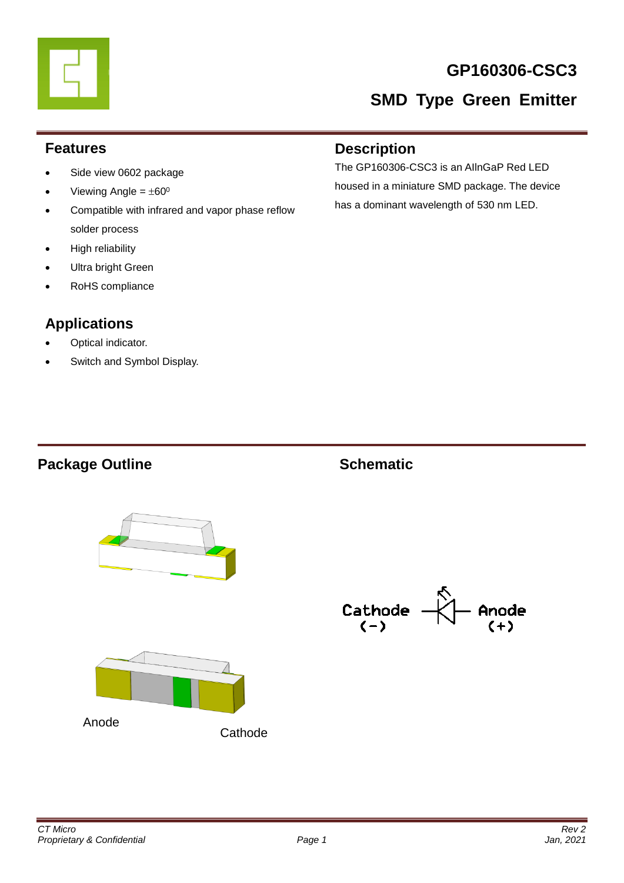# GP160306-CSC3

## SMD Type Green Emitter

## Features

- Side view 0602 package
- Viewing Angle = ±60⁰
- Compatible with infrared and vapor phase reflow solder process
- High reliability
- Ultra bright Green
- RoHS compliance

## Description

The GP160306-CSC3 is an AlInGaP Red LED housed in a miniature SMD package. The device has a dominant wavelength of 530 nm LED.

## Applications

- Optical indicator.
- Switch and Symbol Display.

## Package Outline

Anode

Cathode

## Schematic

Cathode (−)

Anode (+)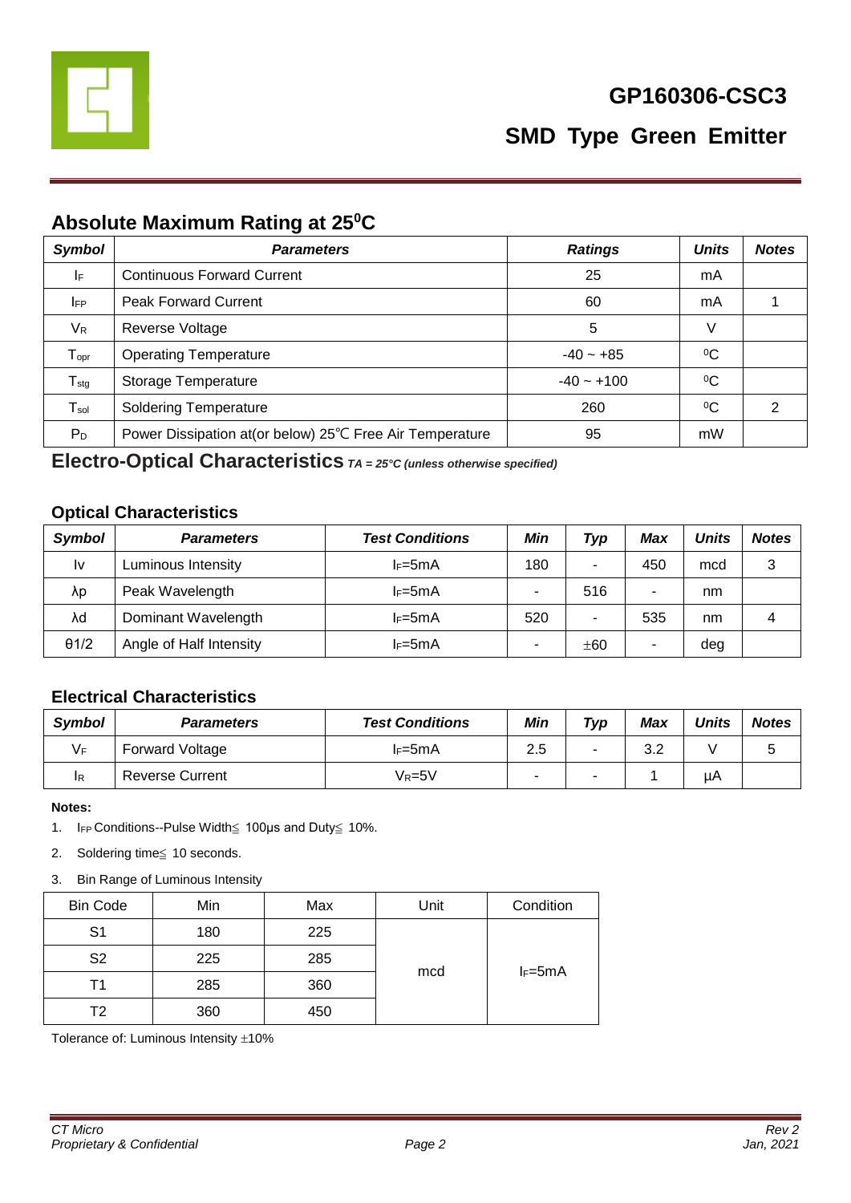# GP160306-CSC3

## SMD Type Green Emitter

## Absolute Maximum Rating at 25⁰C

| Symbol | Parameters | Ratings | Units | Notes |
|---|---|---|---|---|
| $I_F$ | Continuous Forward Current | 25 | mA | |
| $I_{FP}$ | Peak Forward Current | 60 | mA | 1 |
| $V_R$ | Reverse Voltage | 5 | V | |
| $T_{opr}$ | Operating Temperature | -40 ~ +85 | ⁰C | |
| $T_{stg}$ | Storage Temperature | -40 ~ +100 | ⁰C | |
| $T_{sol}$ | Soldering Temperature | 260 | ⁰C | 2 |
| $P_D$ | Power Dissipation at(or below) 25℃ Free Air Temperature | 95 | mW | |

## Electro-Optical Characteristics *TA = 25°C (unless otherwise specified)*

### Optical Characteristics

| Symbol | Parameters | Test Conditions | Min | Typ | Max | Units | Notes |
|---|---|---|---|---|---|---|---|
| Iv | Luminous Intensity | $I_F$=5mA | 180 | - | 450 | mcd | 3 |
| λp | Peak Wavelength | $I_F$=5mA | - | 516 | - | nm | |
| λd | Dominant Wavelength | $I_F$=5mA | 520 | - | 535 | nm | 4 |
| θ1/2 | Angle of Half Intensity | $I_F$=5mA | - | ±60 | - | deg | |

### Electrical Characteristics

| Symbol | Parameters | Test Conditions | Min | Typ | Max | Units | Notes |
|---|---|---|---|---|---|---|---|
| $V_F$ | Forward Voltage | $I_F$=5mA | 2.5 | - | 3.2 | V | 5 |
| $I_R$ | Reverse Current | $V_R$=5V | - | - | 1 | μA | |

**Notes:**

1. $I_{FP}$ Conditions--Pulse Width≦ 100μs and Duty≦ 10%.
2. Soldering time≦ 10 seconds.
3. Bin Range of Luminous Intensity

| Bin Code | Min | Max | Unit | Condition |
|---|---|---|---|---|
| S1 | 180 | 225 | mcd | $I_F$=5mA |
| S2 | 225 | 285 | | |
| T1 | 285 | 360 | | |
| T2 | 360 | 450 | | |

Tolerance of: Luminous Intensity ±10%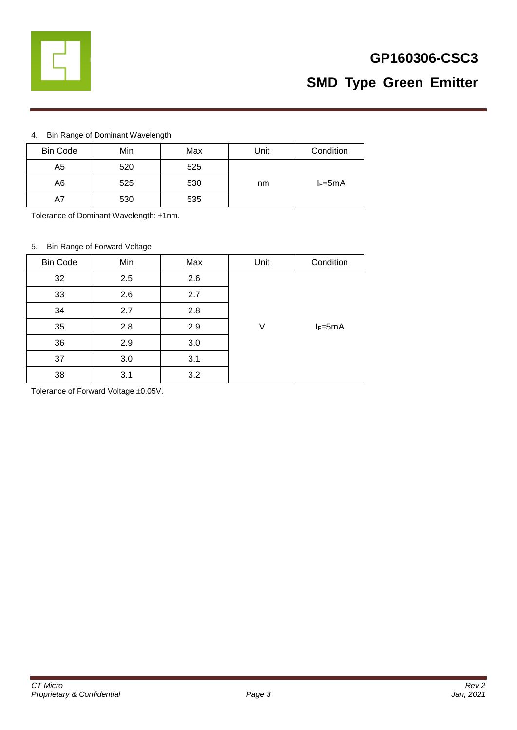4. Bin Range of Dominant Wavelength

| Bin Code | Min | Max | Unit | Condition |
|---|---|---|---|---|
| A5 | 520 | 525 | nm | $I_F$=5mA |
| A6 | 525 | 530 | | |
| A7 | 530 | 535 | | |

Tolerance of Dominant Wavelength: ±1nm.

5. Bin Range of Forward Voltage

| Bin Code | Min | Max | Unit | Condition |
|---|---|---|---|---|
| 32 | 2.5 | 2.6 | V | $I_F$=5mA |
| 33 | 2.6 | 2.7 | | |
| 34 | 2.7 | 2.8 | | |
| 35 | 2.8 | 2.9 | | |
| 36 | 2.9 | 3.0 | | |
| 37 | 3.0 | 3.1 | | |
| 38 | 3.1 | 3.2 | | |

Tolerance of Forward Voltage ±0.05V.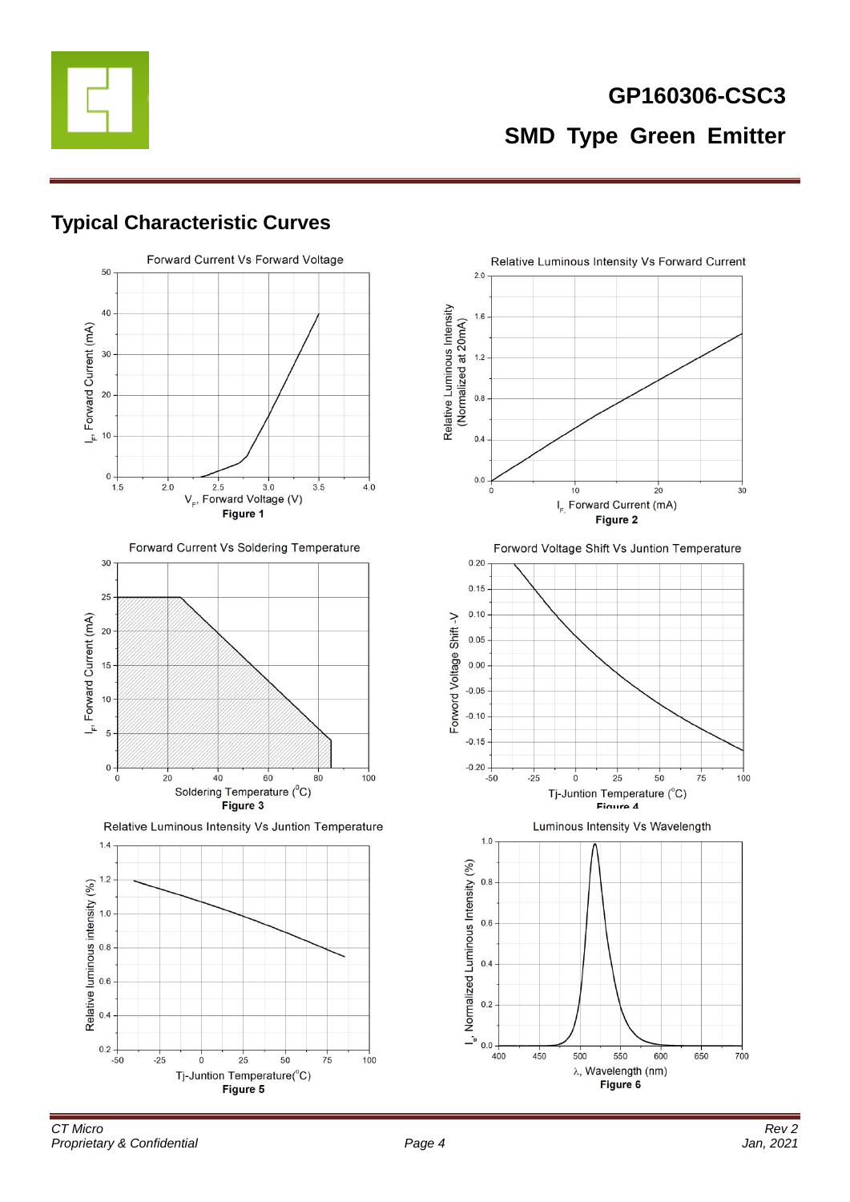## Typical Characteristic Curves

Forward Current Vs Forward Voltage

$I_F$, Forward Current (mA)

$V_F$, Forward Voltage (V)

**Figure 1**

Relative Luminous Intensity Vs Forward Current

Relative Luminous Intensity (Normalized at 20mA)

$I_F$, Forward Current (mA)

**Figure 2**

Forward Current Vs Soldering Temperature

$I_F$, Forward Current (mA)

Soldering Temperature ($^0$C)

**Figure 3**

Forword Voltage Shift Vs Juntion Temperature

Forword Voltage Shift -V

Tj-Juntion Temperature ($^0$C)

**Figure 4**

Relative Luminous Intensity Vs Juntion Temperature

Relative luminous intensity (%)

Tj-Juntion Temperature($^0$C)

**Figure 5**

Luminous Intensity Vs Wavelength

$I_e$, Normalized Luminous Intensity (%)

λ, Wavelength (nm)

**Figure 6**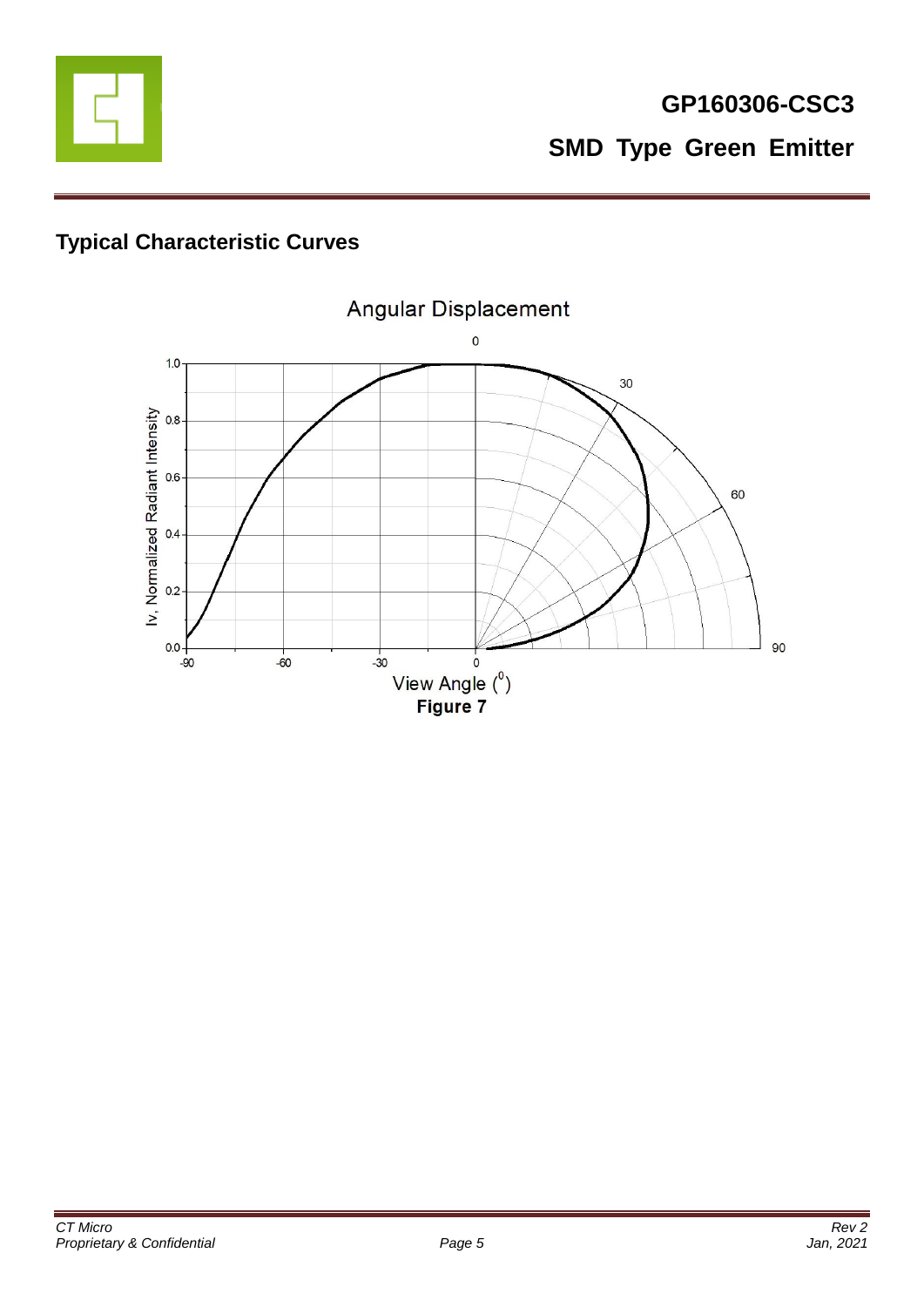## Typical Characteristic Curves

Angular Displacement

Figure 7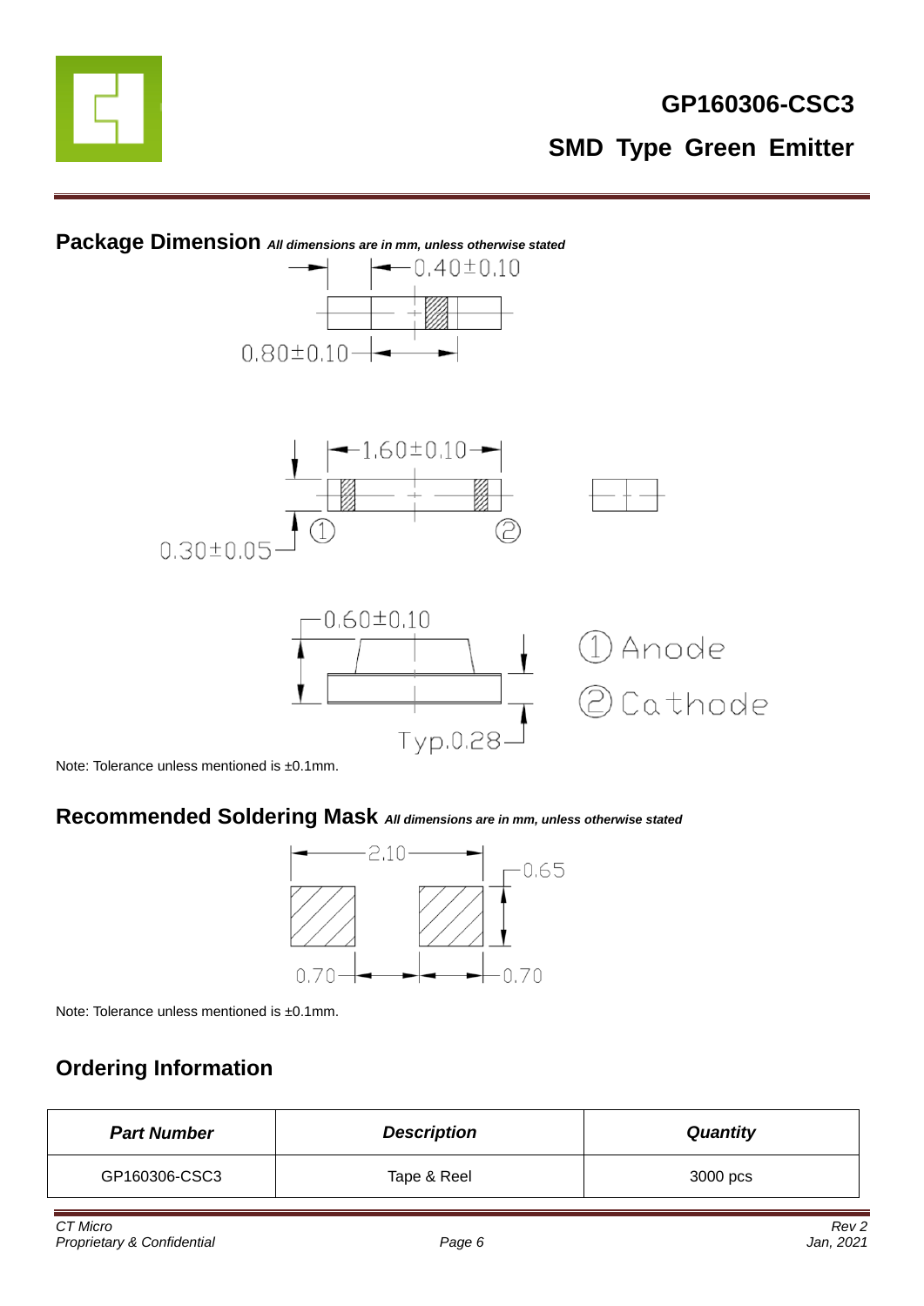## Package Dimension *All dimensions are in mm, unless otherwise stated*

0.40±0.10

0.80±0.10

1.60±0.10

0.30±0.05

① ②

0.60±0.10

Typ.0.28

① Anode

② Cathode

Note: Tolerance unless mentioned is ±0.1mm.

## Recommended Soldering Mask *All dimensions are in mm, unless otherwise stated*

2.10

0.65

0.70 0.70

Note: Tolerance unless mentioned is ±0.1mm.

## Ordering Information

| ***Part Number*** | ***Description*** | ***Quantity*** |
|---|---|---|
| GP160306-CSC3 | Tape & Reel | 3000 pcs |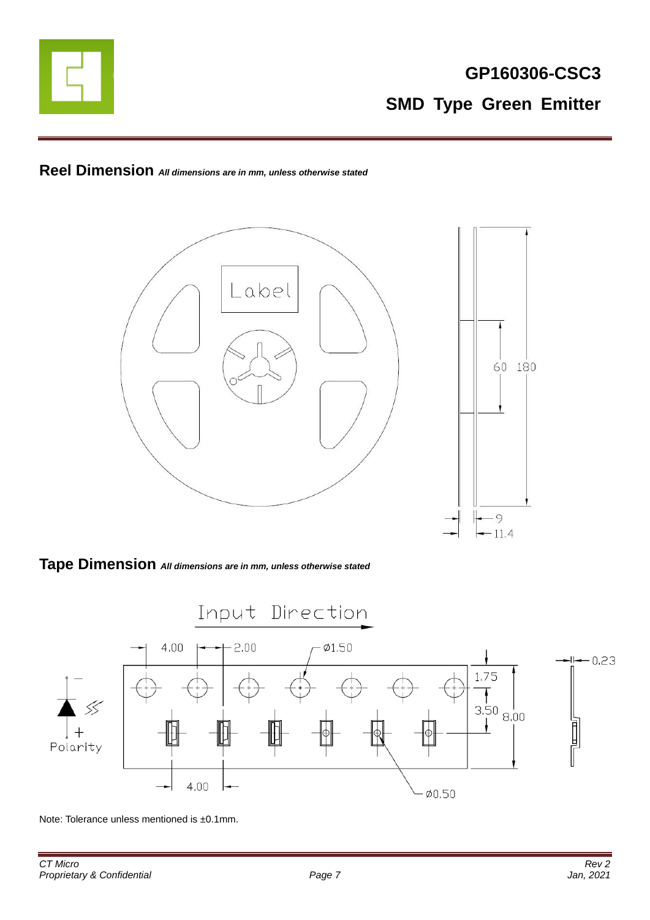## Reel Dimension *All dimensions are in mm, unless otherwise stated*

Label

60 180

9

11.4

## Tape Dimension *All dimensions are in mm, unless otherwise stated*

Input Direction

4.00 2.00 ø1.50

1.75

3.50 8.00

0.23

Polarity

4.00

ø0.50

Note: Tolerance unless mentioned is ±0.1mm.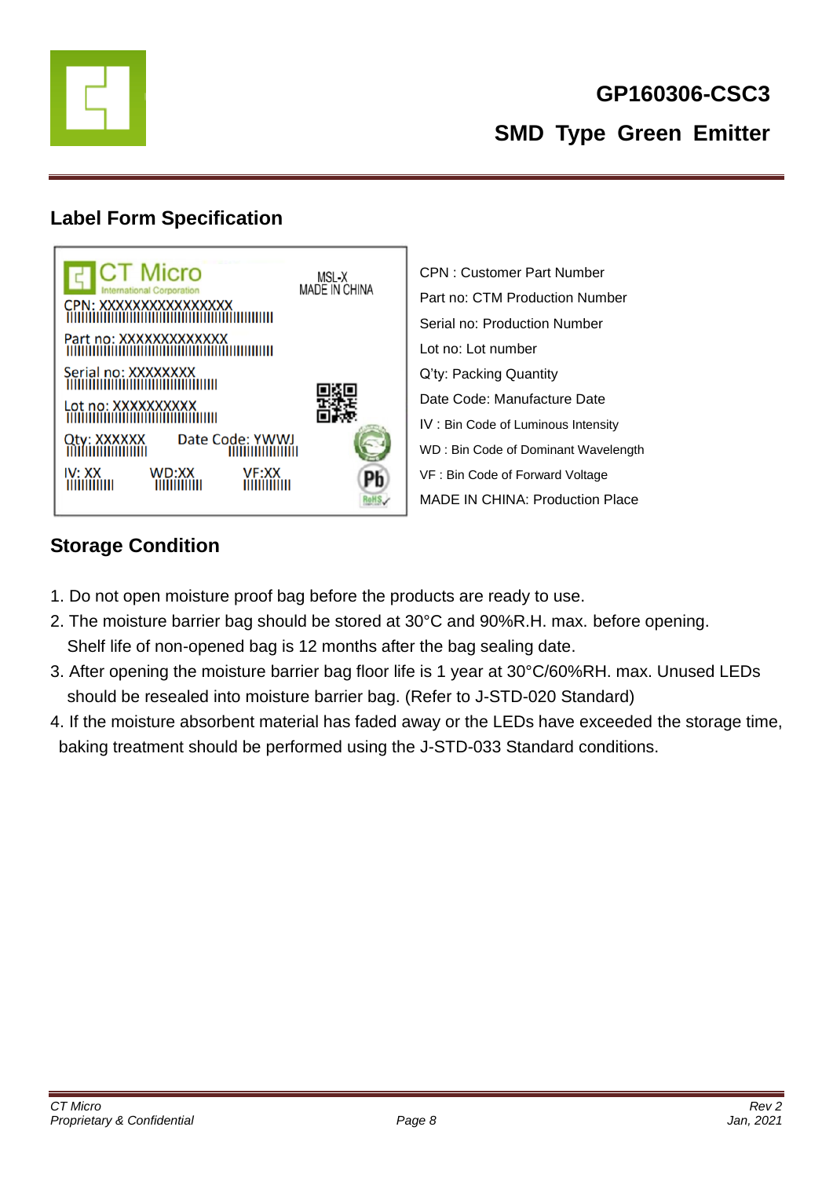GP160306-CSC3

SMD Type Green Emitter

## Label Form Specification

CPN : Customer Part Number

Part no: CTM Production Number

Serial no: Production Number

Lot no: Lot number

Q'ty: Packing Quantity

Date Code: Manufacture Date

IV : Bin Code of Luminous Intensity

WD : Bin Code of Dominant Wavelength

VF : Bin Code of Forward Voltage

MADE IN CHINA: Production Place

## Storage Condition

1. Do not open moisture proof bag before the products are ready to use.
2. The moisture barrier bag should be stored at 30°C and 90%R.H. max. before opening. Shelf life of non-opened bag is 12 months after the bag sealing date.
3. After opening the moisture barrier bag floor life is 1 year at 30°C/60%RH. max. Unused LEDs should be resealed into moisture barrier bag. (Refer to J-STD-020 Standard)
4. If the moisture absorbent material has faded away or the LEDs have exceeded the storage time, baking treatment should be performed using the J-STD-033 Standard conditions.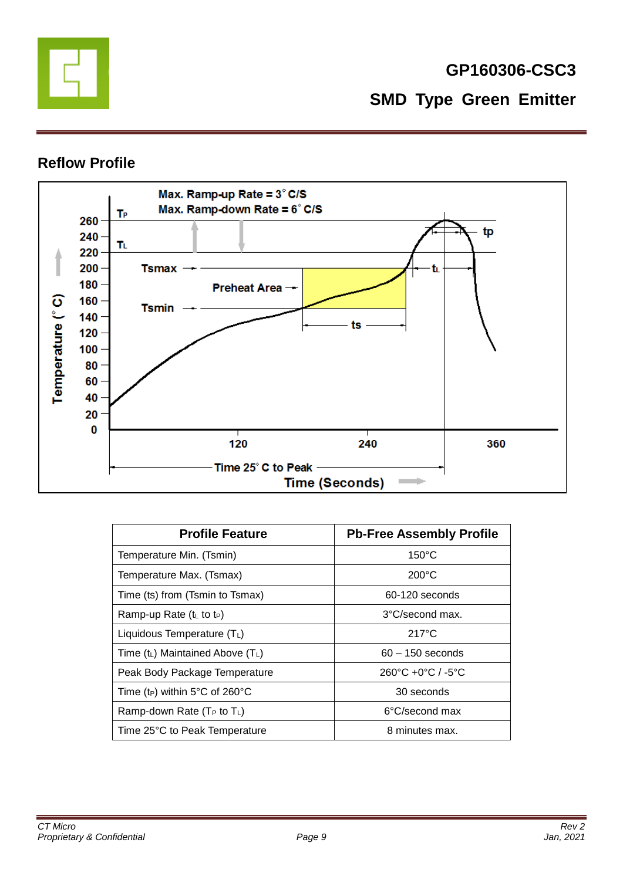## Reflow Profile

Max. Ramp-up Rate = 3° C/S
Max. Ramp-down Rate = 6° C/S

| Profile Feature | Pb-Free Assembly Profile |
|---|---|
| Temperature Min. (Tsmin) | 150°C |
| Temperature Max. (Tsmax) | 200°C |
| Time (ts) from (Tsmin to Tsmax) | 60-120 seconds |
| Ramp-up Rate ($t_L$ to $t_P$) | 3°C/second max. |
| Liquidous Temperature ($T_L$) | 217°C |
| Time ($t_L$) Maintained Above ($T_L$) | 60 – 150 seconds |
| Peak Body Package Temperature | 260°C +0°C / -5°C |
| Time ($t_P$) within 5°C of 260°C | 30 seconds |
| Ramp-down Rate ($T_P$ to $T_L$) | 6°C/second max |
| Time 25°C to Peak Temperature | 8 minutes max. |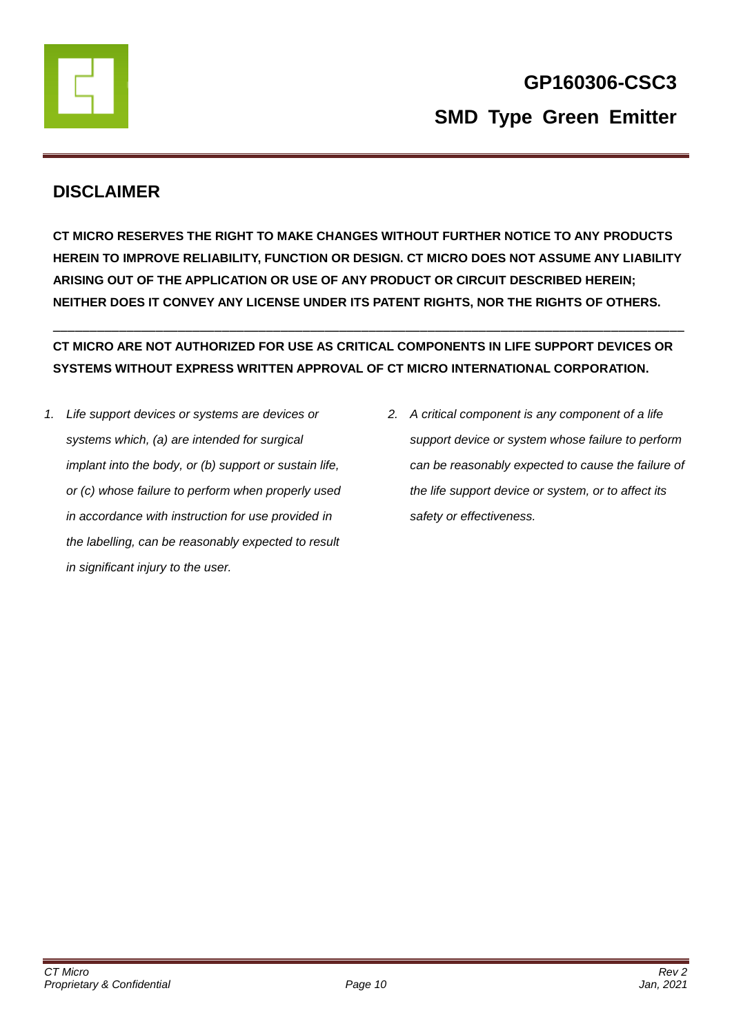## DISCLAIMER

**CT MICRO RESERVES THE RIGHT TO MAKE CHANGES WITHOUT FURTHER NOTICE TO ANY PRODUCTS HEREIN TO IMPROVE RELIABILITY, FUNCTION OR DESIGN. CT MICRO DOES NOT ASSUME ANY LIABILITY ARISING OUT OF THE APPLICATION OR USE OF ANY PRODUCT OR CIRCUIT DESCRIBED HEREIN; NEITHER DOES IT CONVEY ANY LICENSE UNDER ITS PATENT RIGHTS, NOR THE RIGHTS OF OTHERS.**

---

**CT MICRO ARE NOT AUTHORIZED FOR USE AS CRITICAL COMPONENTS IN LIFE SUPPORT DEVICES OR SYSTEMS WITHOUT EXPRESS WRITTEN APPROVAL OF CT MICRO INTERNATIONAL CORPORATION.**

1. *Life support devices or systems are devices or systems which, (a) are intended for surgical implant into the body, or (b) support or sustain life, or (c) whose failure to perform when properly used in accordance with instruction for use provided in the labelling, can be reasonably expected to result in significant injury to the user.*
2. *A critical component is any component of a life support device or system whose failure to perform can be reasonably expected to cause the failure of the life support device or system, or to affect its safety or effectiveness.*